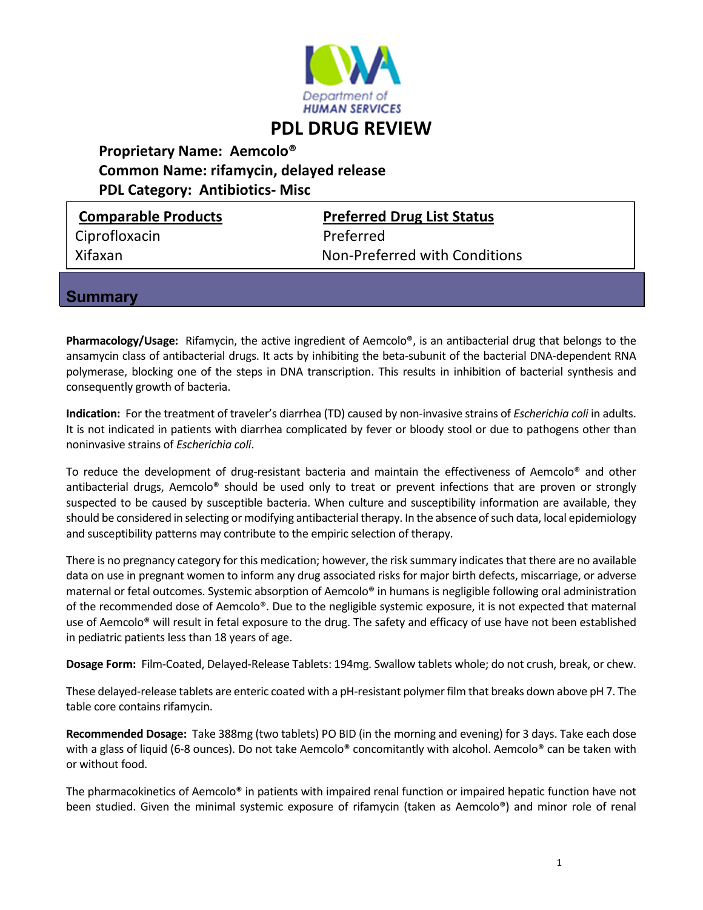Department of
HUMAN SERVICES

# PDL DRUG REVIEW

**Proprietary Name: Aemcolo®**
**Common Name: rifamycin, delayed release**
**PDL Category: Antibiotics- Misc**

| Comparable Products | Preferred Drug List Status |
| --- | --- |
| Ciprofloxacin | Preferred |
| Xifaxan | Non-Preferred with Conditions |

## Summary

**Pharmacology/Usage:** Rifamycin, the active ingredient of Aemcolo®, is an antibacterial drug that belongs to the ansamycin class of antibacterial drugs. It acts by inhibiting the beta-subunit of the bacterial DNA-dependent RNA polymerase, blocking one of the steps in DNA transcription. This results in inhibition of bacterial synthesis and consequently growth of bacteria.

**Indication:** For the treatment of traveler's diarrhea (TD) caused by non-invasive strains of *Escherichia coli* in adults. It is not indicated in patients with diarrhea complicated by fever or bloody stool or due to pathogens other than noninvasive strains of *Escherichia coli*.

To reduce the development of drug-resistant bacteria and maintain the effectiveness of Aemcolo® and other antibacterial drugs, Aemcolo® should be used only to treat or prevent infections that are proven or strongly suspected to be caused by susceptible bacteria. When culture and susceptibility information are available, they should be considered in selecting or modifying antibacterial therapy. In the absence of such data, local epidemiology and susceptibility patterns may contribute to the empiric selection of therapy.

There is no pregnancy category for this medication; however, the risk summary indicates that there are no available data on use in pregnant women to inform any drug associated risks for major birth defects, miscarriage, or adverse maternal or fetal outcomes. Systemic absorption of Aemcolo® in humans is negligible following oral administration of the recommended dose of Aemcolo®. Due to the negligible systemic exposure, it is not expected that maternal use of Aemcolo® will result in fetal exposure to the drug. The safety and efficacy of use have not been established in pediatric patients less than 18 years of age.

**Dosage Form:** Film-Coated, Delayed-Release Tablets: 194mg. Swallow tablets whole; do not crush, break, or chew.

These delayed-release tablets are enteric coated with a pH-resistant polymer film that breaks down above pH 7. The table core contains rifamycin.

**Recommended Dosage:** Take 388mg (two tablets) PO BID (in the morning and evening) for 3 days. Take each dose with a glass of liquid (6-8 ounces). Do not take Aemcolo® concomitantly with alcohol. Aemcolo® can be taken with or without food.

The pharmacokinetics of Aemcolo® in patients with impaired renal function or impaired hepatic function have not been studied. Given the minimal systemic exposure of rifamycin (taken as Aemcolo®) and minor role of renal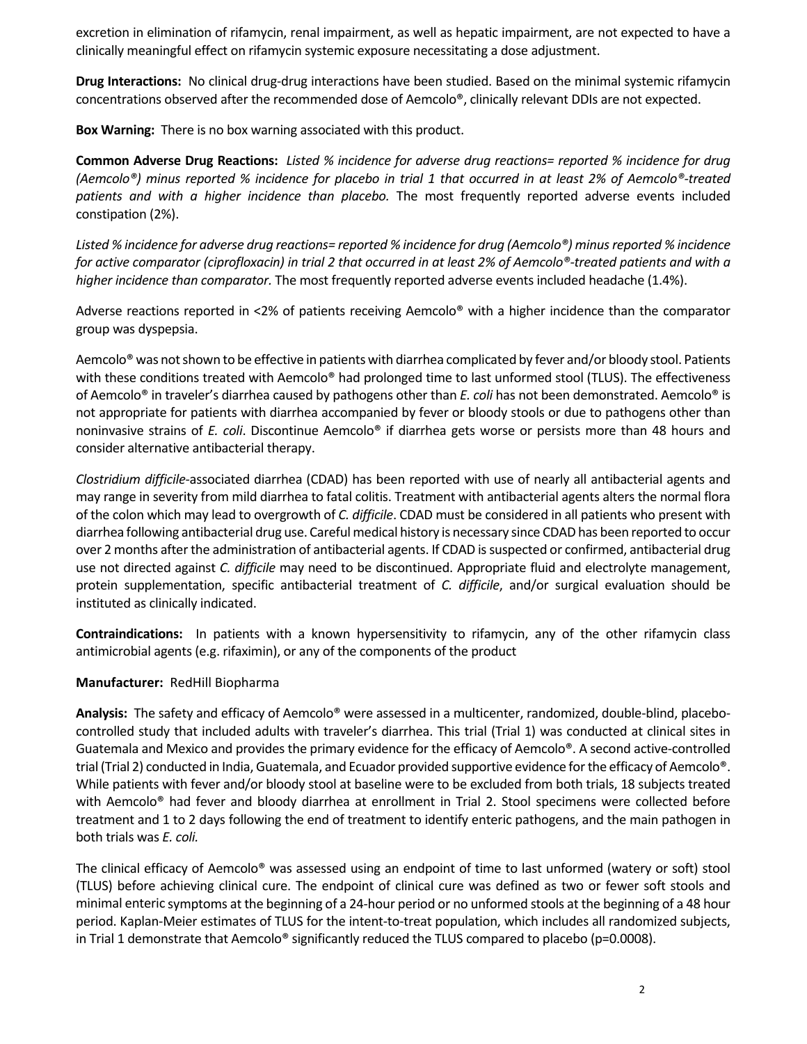excretion in elimination of rifamycin, renal impairment, as well as hepatic impairment, are not expected to have a clinically meaningful effect on rifamycin systemic exposure necessitating a dose adjustment.

**Drug Interactions:** No clinical drug-drug interactions have been studied. Based on the minimal systemic rifamycin concentrations observed after the recommended dose of Aemcolo®, clinically relevant DDIs are not expected.

**Box Warning:** There is no box warning associated with this product.

**Common Adverse Drug Reactions:** *Listed % incidence for adverse drug reactions= reported % incidence for drug (Aemcolo®) minus reported % incidence for placebo in trial 1 that occurred in at least 2% of Aemcolo®-treated patients and with a higher incidence than placebo.* The most frequently reported adverse events included constipation (2%).

*Listed % incidence for adverse drug reactions= reported % incidence for drug (Aemcolo®) minus reported % incidence for active comparator (ciprofloxacin) in trial 2 that occurred in at least 2% of Aemcolo®-treated patients and with a higher incidence than comparator.* The most frequently reported adverse events included headache (1.4%).

Adverse reactions reported in <2% of patients receiving Aemcolo® with a higher incidence than the comparator group was dyspepsia.

Aemcolo® was not shown to be effective in patients with diarrhea complicated by fever and/or bloody stool. Patients with these conditions treated with Aemcolo® had prolonged time to last unformed stool (TLUS). The effectiveness of Aemcolo® in traveler's diarrhea caused by pathogens other than *E. coli* has not been demonstrated. Aemcolo® is not appropriate for patients with diarrhea accompanied by fever or bloody stools or due to pathogens other than noninvasive strains of *E. coli*. Discontinue Aemcolo® if diarrhea gets worse or persists more than 48 hours and consider alternative antibacterial therapy.

*Clostridium difficile*-associated diarrhea (CDAD) has been reported with use of nearly all antibacterial agents and may range in severity from mild diarrhea to fatal colitis. Treatment with antibacterial agents alters the normal flora of the colon which may lead to overgrowth of *C. difficile*. CDAD must be considered in all patients who present with diarrhea following antibacterial drug use. Careful medical history is necessary since CDAD has been reported to occur over 2 months after the administration of antibacterial agents. If CDAD is suspected or confirmed, antibacterial drug use not directed against *C. difficile* may need to be discontinued. Appropriate fluid and electrolyte management, protein supplementation, specific antibacterial treatment of *C. difficile*, and/or surgical evaluation should be instituted as clinically indicated.

**Contraindications:** In patients with a known hypersensitivity to rifamycin, any of the other rifamycin class antimicrobial agents (e.g. rifaximin), or any of the components of the product

**Manufacturer:** RedHill Biopharma

**Analysis:** The safety and efficacy of Aemcolo® were assessed in a multicenter, randomized, double-blind, placebo-controlled study that included adults with traveler's diarrhea. This trial (Trial 1) was conducted at clinical sites in Guatemala and Mexico and provides the primary evidence for the efficacy of Aemcolo®. A second active-controlled trial (Trial 2) conducted in India, Guatemala, and Ecuador provided supportive evidence for the efficacy of Aemcolo®. While patients with fever and/or bloody stool at baseline were to be excluded from both trials, 18 subjects treated with Aemcolo® had fever and bloody diarrhea at enrollment in Trial 2. Stool specimens were collected before treatment and 1 to 2 days following the end of treatment to identify enteric pathogens, and the main pathogen in both trials was *E. coli.*

The clinical efficacy of Aemcolo® was assessed using an endpoint of time to last unformed (watery or soft) stool (TLUS) before achieving clinical cure. The endpoint of clinical cure was defined as two or fewer soft stools and minimal enteric symptoms at the beginning of a 24-hour period or no unformed stools at the beginning of a 48 hour period. Kaplan-Meier estimates of TLUS for the intent-to-treat population, which includes all randomized subjects, in Trial 1 demonstrate that Aemcolo® significantly reduced the TLUS compared to placebo (p=0.0008).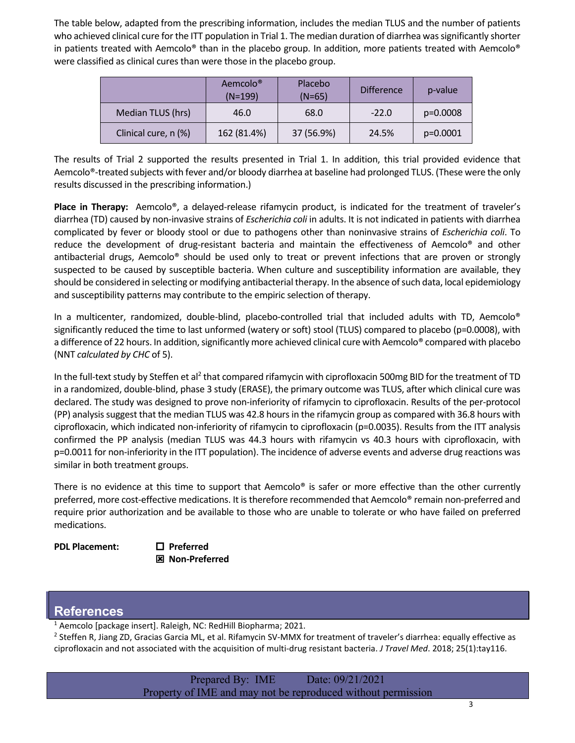The table below, adapted from the prescribing information, includes the median TLUS and the number of patients who achieved clinical cure for the ITT population in Trial 1. The median duration of diarrhea was significantly shorter in patients treated with Aemcolo® than in the placebo group. In addition, more patients treated with Aemcolo® were classified as clinical cures than were those in the placebo group.

| | Aemcolo® (N=199) | Placebo (N=65) | Difference | p-value |
|---|---|---|---|---|
| Median TLUS (hrs) | 46.0 | 68.0 | -22.0 | p=0.0008 |
| Clinical cure, n (%) | 162 (81.4%) | 37 (56.9%) | 24.5% | p=0.0001 |

The results of Trial 2 supported the results presented in Trial 1. In addition, this trial provided evidence that Aemcolo®-treated subjects with fever and/or bloody diarrhea at baseline had prolonged TLUS. (These were the only results discussed in the prescribing information.)

**Place in Therapy:** Aemcolo®, a delayed-release rifamycin product, is indicated for the treatment of traveler's diarrhea (TD) caused by non-invasive strains of *Escherichia coli* in adults. It is not indicated in patients with diarrhea complicated by fever or bloody stool or due to pathogens other than noninvasive strains of *Escherichia coli*. To reduce the development of drug-resistant bacteria and maintain the effectiveness of Aemcolo® and other antibacterial drugs, Aemcolo® should be used only to treat or prevent infections that are proven or strongly suspected to be caused by susceptible bacteria. When culture and susceptibility information are available, they should be considered in selecting or modifying antibacterial therapy. In the absence of such data, local epidemiology and susceptibility patterns may contribute to the empiric selection of therapy.

In a multicenter, randomized, double-blind, placebo-controlled trial that included adults with TD, Aemcolo® significantly reduced the time to last unformed (watery or soft) stool (TLUS) compared to placebo (p=0.0008), with a difference of 22 hours. In addition, significantly more achieved clinical cure with Aemcolo® compared with placebo (NNT *calculated by CHC* of 5).

In the full-text study by Steffen et al[2] that compared rifamycin with ciprofloxacin 500mg BID for the treatment of TD in a randomized, double-blind, phase 3 study (ERASE), the primary outcome was TLUS, after which clinical cure was declared. The study was designed to prove non-inferiority of rifamycin to ciprofloxacin. Results of the per-protocol (PP) analysis suggest that the median TLUS was 42.8 hours in the rifamycin group as compared with 36.8 hours with ciprofloxacin, which indicated non-inferiority of rifamycin to ciprofloxacin (p=0.0035). Results from the ITT analysis confirmed the PP analysis (median TLUS was 44.3 hours with rifamycin vs 40.3 hours with ciprofloxacin, with p=0.0011 for non-inferiority in the ITT population). The incidence of adverse events and adverse drug reactions was similar in both treatment groups.

There is no evidence at this time to support that Aemcolo® is safer or more effective than the other currently preferred, more cost-effective medications. It is therefore recommended that Aemcolo® remain non-preferred and require prior authorization and be available to those who are unable to tolerate or who have failed on preferred medications.

**PDL Placement:** ☐ **Preferred**
☒ **Non-Preferred**

## References

[1] Aemcolo [package insert]. Raleigh, NC: RedHill Biopharma; 2021.

[2] Steffen R, Jiang ZD, Gracias Garcia ML, et al. Rifamycin SV-MMX for treatment of traveler's diarrhea: equally effective as ciprofloxacin and not associated with the acquisition of multi-drug resistant bacteria. *J Travel Med*. 2018; 25(1):tay116.

Prepared By: IME Date: 09/21/2021
Property of IME and may not be reproduced without permission